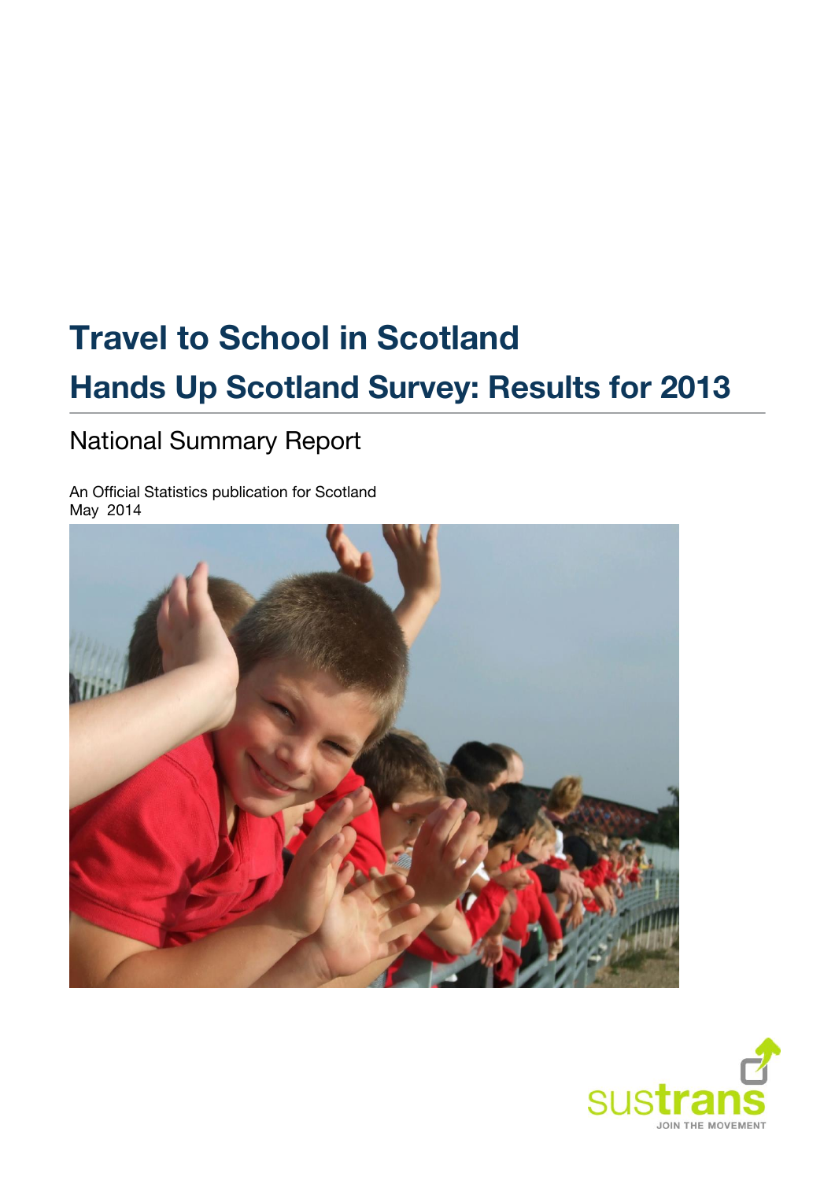# Travel to School in Scotland

# Hands Up Scotland Survey: Results for 2013

## National Summary Report

An Official Statistics publication for Scotland
May 2014

sustrans
JOIN THE MOVEMENT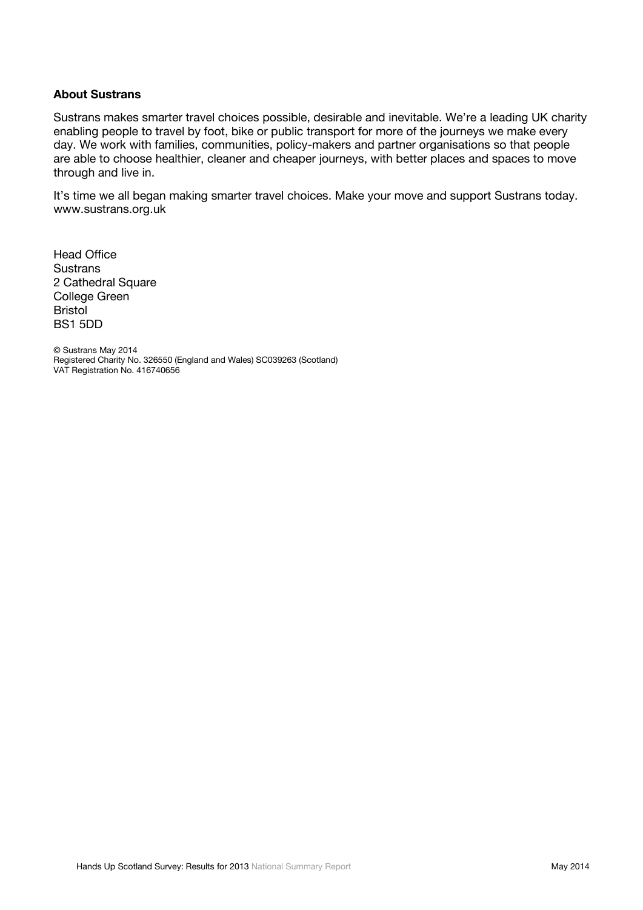**About Sustrans**

Sustrans makes smarter travel choices possible, desirable and inevitable. We're a leading UK charity enabling people to travel by foot, bike or public transport for more of the journeys we make every day. We work with families, communities, policy-makers and partner organisations so that people are able to choose healthier, cleaner and cheaper journeys, with better places and spaces to move through and live in.

It's time we all began making smarter travel choices. Make your move and support Sustrans today. www.sustrans.org.uk

Head Office
Sustrans
2 Cathedral Square
College Green
Bristol
BS1 5DD

© Sustrans May 2014
Registered Charity No. 326550 (England and Wales) SC039263 (Scotland)
VAT Registration No. 416740656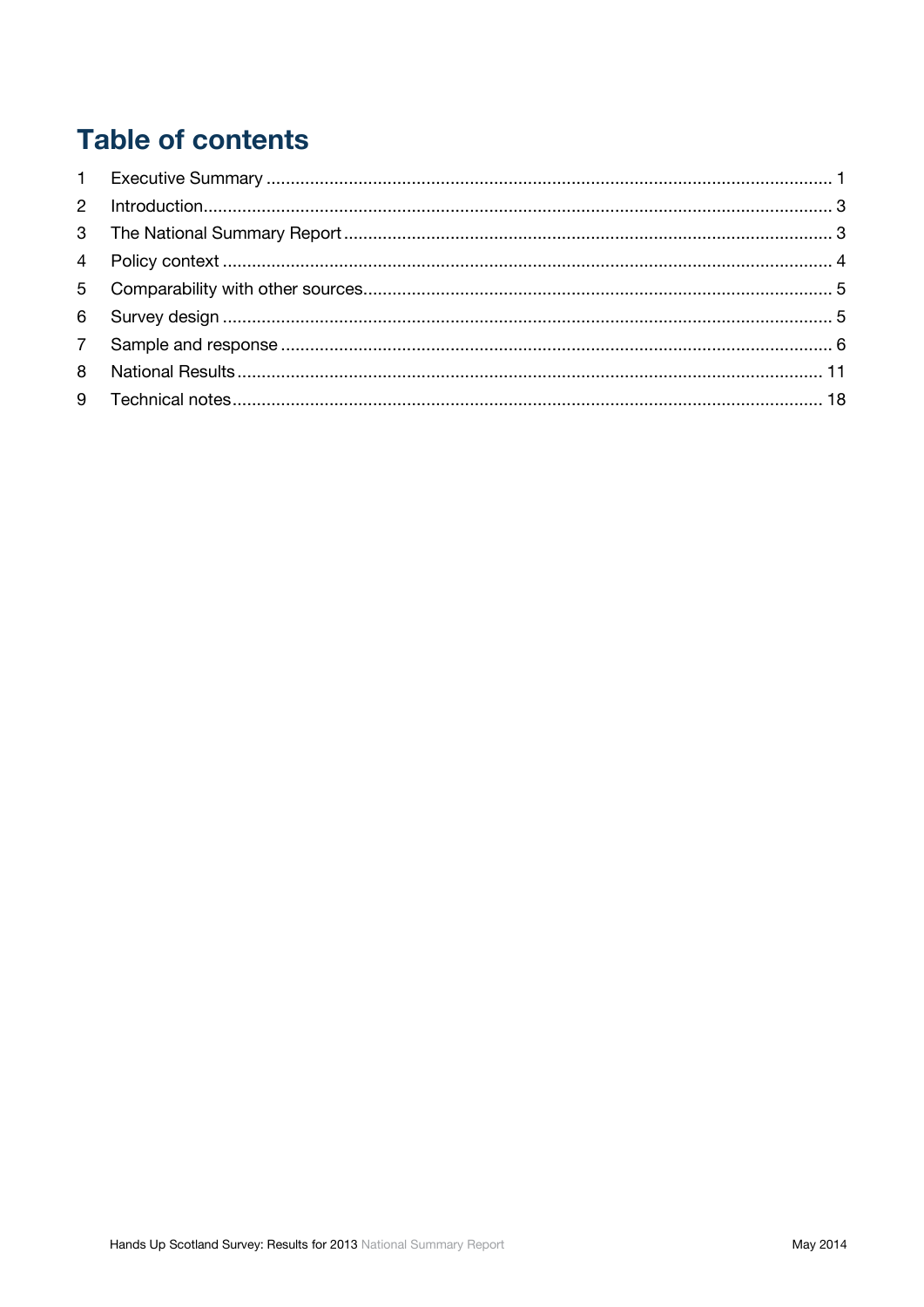# Table of contents

1 Executive Summary ........................................................................................................ 1
2 Introduction ................................................................................................................... 3
3 The National Summary Report ...................................................................................... 3
4 Policy context ................................................................................................................ 4
5 Comparability with other sources .................................................................................. 5
6 Survey design ................................................................................................................ 5
7 Sample and response .................................................................................................... 6
8 National Results ........................................................................................................... 11
9 Technical notes ............................................................................................................. 18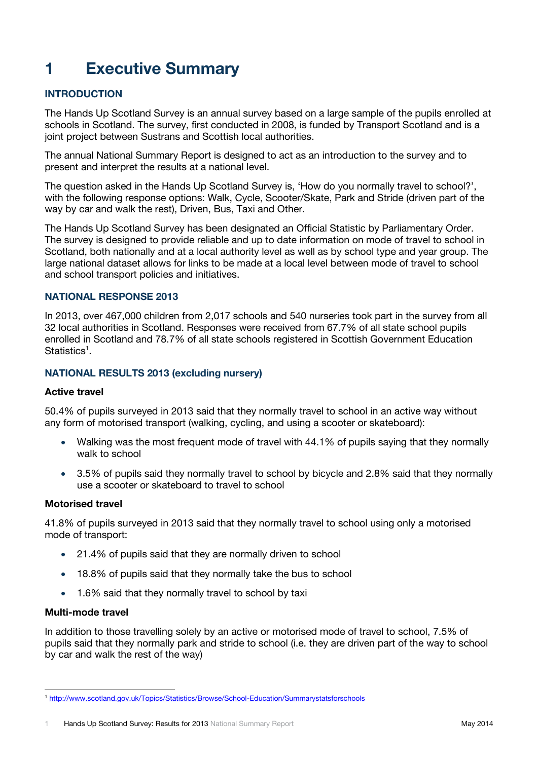# 1 Executive Summary

## INTRODUCTION

The Hands Up Scotland Survey is an annual survey based on a large sample of the pupils enrolled at schools in Scotland. The survey, first conducted in 2008, is funded by Transport Scotland and is a joint project between Sustrans and Scottish local authorities.

The annual National Summary Report is designed to act as an introduction to the survey and to present and interpret the results at a national level.

The question asked in the Hands Up Scotland Survey is, 'How do you normally travel to school?', with the following response options: Walk, Cycle, Scooter/Skate, Park and Stride (driven part of the way by car and walk the rest), Driven, Bus, Taxi and Other.

The Hands Up Scotland Survey has been designated an Official Statistic by Parliamentary Order. The survey is designed to provide reliable and up to date information on mode of travel to school in Scotland, both nationally and at a local authority level as well as by school type and year group. The large national dataset allows for links to be made at a local level between mode of travel to school and school transport policies and initiatives.

## NATIONAL RESPONSE 2013

In 2013, over 467,000 children from 2,017 schools and 540 nurseries took part in the survey from all 32 local authorities in Scotland. Responses were received from 67.7% of all state school pupils enrolled in Scotland and 78.7% of all state schools registered in Scottish Government Education Statistics[1].

## NATIONAL RESULTS 2013 (excluding nursery)

### Active travel

50.4% of pupils surveyed in 2013 said that they normally travel to school in an active way without any form of motorised transport (walking, cycling, and using a scooter or skateboard):

- Walking was the most frequent mode of travel with 44.1% of pupils saying that they normally walk to school
- 3.5% of pupils said they normally travel to school by bicycle and 2.8% said that they normally use a scooter or skateboard to travel to school

### Motorised travel

41.8% of pupils surveyed in 2013 said that they normally travel to school using only a motorised mode of transport:

- 21.4% of pupils said that they are normally driven to school
- 18.8% of pupils said that they normally take the bus to school
- 1.6% said that they normally travel to school by taxi

### Multi-mode travel

In addition to those travelling solely by an active or motorised mode of travel to school, 7.5% of pupils said that they normally park and stride to school (i.e. they are driven part of the way to school by car and walk the rest of the way)

[1] http://www.scotland.gov.uk/Topics/Statistics/Browse/School-Education/Summarystatsforschools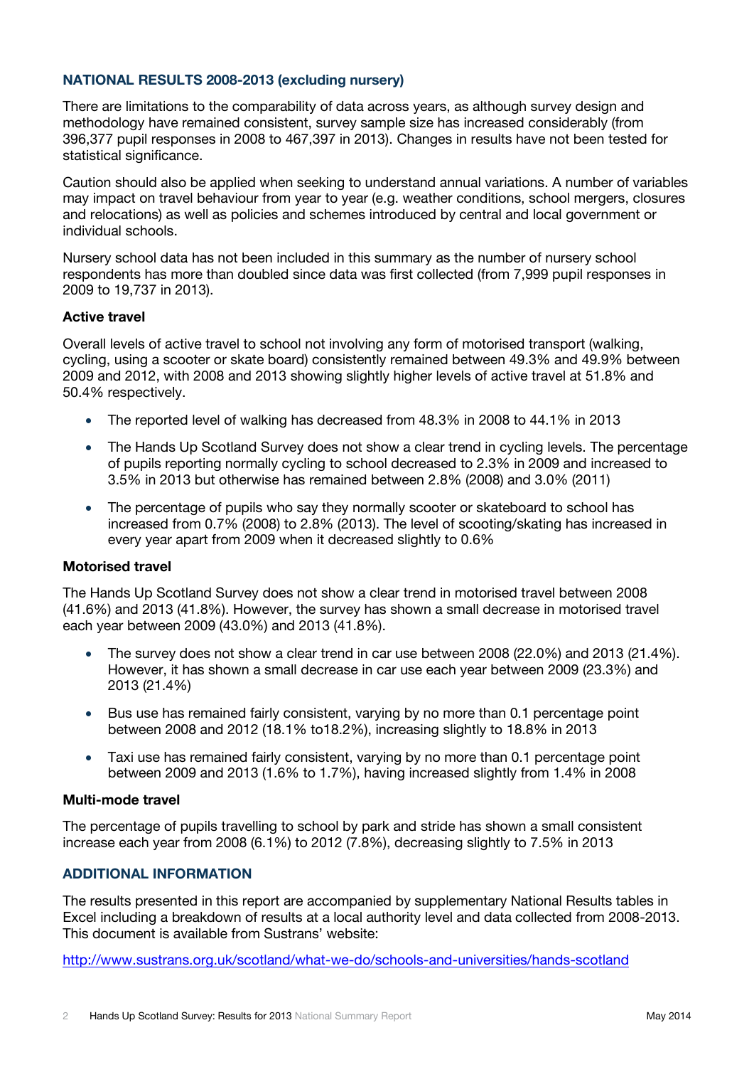## NATIONAL RESULTS 2008-2013 (excluding nursery)

There are limitations to the comparability of data across years, as although survey design and methodology have remained consistent, survey sample size has increased considerably (from 396,377 pupil responses in 2008 to 467,397 in 2013). Changes in results have not been tested for statistical significance.

Caution should also be applied when seeking to understand annual variations. A number of variables may impact on travel behaviour from year to year (e.g. weather conditions, school mergers, closures and relocations) as well as policies and schemes introduced by central and local government or individual schools.

Nursery school data has not been included in this summary as the number of nursery school respondents has more than doubled since data was first collected (from 7,999 pupil responses in 2009 to 19,737 in 2013).

### Active travel

Overall levels of active travel to school not involving any form of motorised transport (walking, cycling, using a scooter or skate board) consistently remained between 49.3% and 49.9% between 2009 and 2012, with 2008 and 2013 showing slightly higher levels of active travel at 51.8% and 50.4% respectively.

- The reported level of walking has decreased from 48.3% in 2008 to 44.1% in 2013
- The Hands Up Scotland Survey does not show a clear trend in cycling levels. The percentage of pupils reporting normally cycling to school decreased to 2.3% in 2009 and increased to 3.5% in 2013 but otherwise has remained between 2.8% (2008) and 3.0% (2011)
- The percentage of pupils who say they normally scooter or skateboard to school has increased from 0.7% (2008) to 2.8% (2013). The level of scooting/skating has increased in every year apart from 2009 when it decreased slightly to 0.6%

### Motorised travel

The Hands Up Scotland Survey does not show a clear trend in motorised travel between 2008 (41.6%) and 2013 (41.8%). However, the survey has shown a small decrease in motorised travel each year between 2009 (43.0%) and 2013 (41.8%).

- The survey does not show a clear trend in car use between 2008 (22.0%) and 2013 (21.4%). However, it has shown a small decrease in car use each year between 2009 (23.3%) and 2013 (21.4%)
- Bus use has remained fairly consistent, varying by no more than 0.1 percentage point between 2008 and 2012 (18.1% to18.2%), increasing slightly to 18.8% in 2013
- Taxi use has remained fairly consistent, varying by no more than 0.1 percentage point between 2009 and 2013 (1.6% to 1.7%), having increased slightly from 1.4% in 2008

### Multi-mode travel

The percentage of pupils travelling to school by park and stride has shown a small consistent increase each year from 2008 (6.1%) to 2012 (7.8%), decreasing slightly to 7.5% in 2013

## ADDITIONAL INFORMATION

The results presented in this report are accompanied by supplementary National Results tables in Excel including a breakdown of results at a local authority level and data collected from 2008-2013. This document is available from Sustrans' website:

http://www.sustrans.org.uk/scotland/what-we-do/schools-and-universities/hands-scotland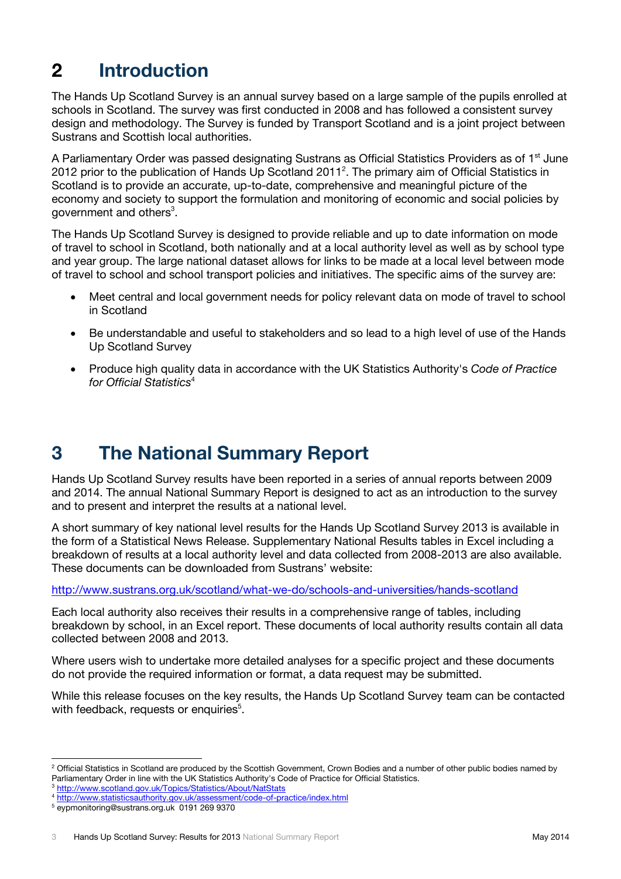# 2 Introduction

The Hands Up Scotland Survey is an annual survey based on a large sample of the pupils enrolled at schools in Scotland. The survey was first conducted in 2008 and has followed a consistent survey design and methodology. The Survey is funded by Transport Scotland and is a joint project between Sustrans and Scottish local authorities.

A Parliamentary Order was passed designating Sustrans as Official Statistics Providers as of 1st June 2012 prior to the publication of Hands Up Scotland 2011[2]. The primary aim of Official Statistics in Scotland is to provide an accurate, up-to-date, comprehensive and meaningful picture of the economy and society to support the formulation and monitoring of economic and social policies by government and others[3].

The Hands Up Scotland Survey is designed to provide reliable and up to date information on mode of travel to school in Scotland, both nationally and at a local authority level as well as by school type and year group. The large national dataset allows for links to be made at a local level between mode of travel to school and school transport policies and initiatives. The specific aims of the survey are:

- Meet central and local government needs for policy relevant data on mode of travel to school in Scotland
- Be understandable and useful to stakeholders and so lead to a high level of use of the Hands Up Scotland Survey
- Produce high quality data in accordance with the UK Statistics Authority's *Code of Practice for Official Statistics*[4]

# 3 The National Summary Report

Hands Up Scotland Survey results have been reported in a series of annual reports between 2009 and 2014. The annual National Summary Report is designed to act as an introduction to the survey and to present and interpret the results at a national level.

A short summary of key national level results for the Hands Up Scotland Survey 2013 is available in the form of a Statistical News Release. Supplementary National Results tables in Excel including a breakdown of results at a local authority level and data collected from 2008-2013 are also available. These documents can be downloaded from Sustrans' website:

http://www.sustrans.org.uk/scotland/what-we-do/schools-and-universities/hands-scotland

Each local authority also receives their results in a comprehensive range of tables, including breakdown by school, in an Excel report. These documents of local authority results contain all data collected between 2008 and 2013.

Where users wish to undertake more detailed analyses for a specific project and these documents do not provide the required information or format, a data request may be submitted.

While this release focuses on the key results, the Hands Up Scotland Survey team can be contacted with feedback, requests or enquiries[5].

---

[2] Official Statistics in Scotland are produced by the Scottish Government, Crown Bodies and a number of other public bodies named by Parliamentary Order in line with the UK Statistics Authority's Code of Practice for Official Statistics.

[3] http://www.scotland.gov.uk/Topics/Statistics/About/NatStats

[4] http://www.statisticsauthority.gov.uk/assessment/code-of-practice/index.html

[5] eypmonitoring@sustrans.org.uk 0191 269 9370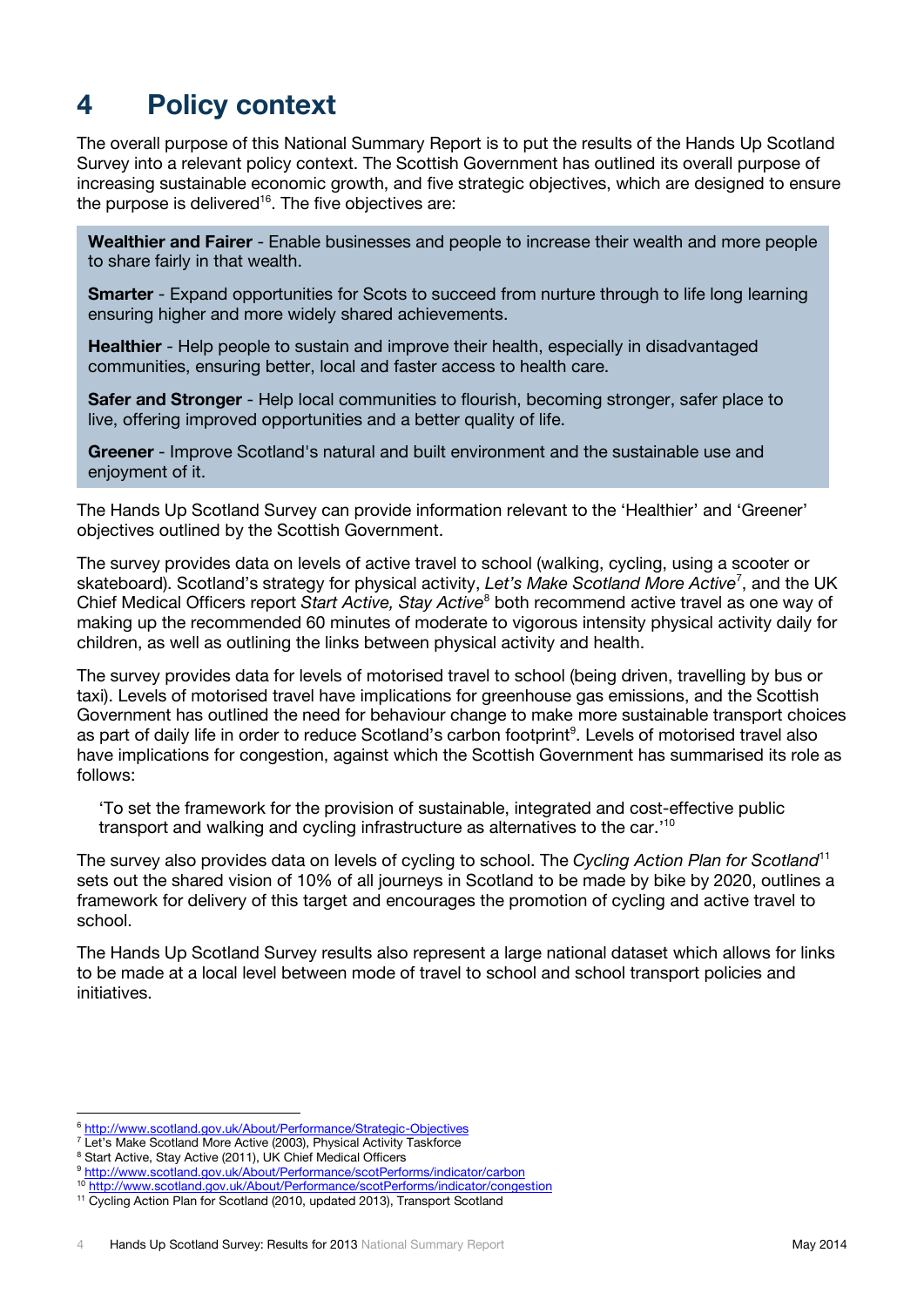# 4 Policy context

The overall purpose of this National Summary Report is to put the results of the Hands Up Scotland Survey into a relevant policy context. The Scottish Government has outlined its overall purpose of increasing sustainable economic growth, and five strategic objectives, which are designed to ensure the purpose is delivered[16]. The five objectives are:

**Wealthier and Fairer** - Enable businesses and people to increase their wealth and more people to share fairly in that wealth.

**Smarter** - Expand opportunities for Scots to succeed from nurture through to life long learning ensuring higher and more widely shared achievements.

**Healthier** - Help people to sustain and improve their health, especially in disadvantaged communities, ensuring better, local and faster access to health care.

**Safer and Stronger** - Help local communities to flourish, becoming stronger, safer place to live, offering improved opportunities and a better quality of life.

**Greener** - Improve Scotland's natural and built environment and the sustainable use and enjoyment of it.

The Hands Up Scotland Survey can provide information relevant to the 'Healthier' and 'Greener' objectives outlined by the Scottish Government.

The survey provides data on levels of active travel to school (walking, cycling, using a scooter or skateboard). Scotland's strategy for physical activity, *Let's Make Scotland More Active*[7], and the UK Chief Medical Officers report *Start Active, Stay Active*[8] both recommend active travel as one way of making up the recommended 60 minutes of moderate to vigorous intensity physical activity daily for children, as well as outlining the links between physical activity and health.

The survey provides data for levels of motorised travel to school (being driven, travelling by bus or taxi). Levels of motorised travel have implications for greenhouse gas emissions, and the Scottish Government has outlined the need for behaviour change to make more sustainable transport choices as part of daily life in order to reduce Scotland's carbon footprint[9]. Levels of motorised travel also have implications for congestion, against which the Scottish Government has summarised its role as follows:

> 'To set the framework for the provision of sustainable, integrated and cost-effective public transport and walking and cycling infrastructure as alternatives to the car.'[10]

The survey also provides data on levels of cycling to school. The *Cycling Action Plan for Scotland*[11] sets out the shared vision of 10% of all journeys in Scotland to be made by bike by 2020, outlines a framework for delivery of this target and encourages the promotion of cycling and active travel to school.

The Hands Up Scotland Survey results also represent a large national dataset which allows for links to be made at a local level between mode of travel to school and school transport policies and initiatives.

---

[6] http://www.scotland.gov.uk/About/Performance/Strategic-Objectives
[7] Let's Make Scotland More Active (2003), Physical Activity Taskforce
[8] Start Active, Stay Active (2011), UK Chief Medical Officers
[9] http://www.scotland.gov.uk/About/Performance/scotPerforms/indicator/carbon
[10] http://www.scotland.gov.uk/About/Performance/scotPerforms/indicator/congestion
[11] Cycling Action Plan for Scotland (2010, updated 2013), Transport Scotland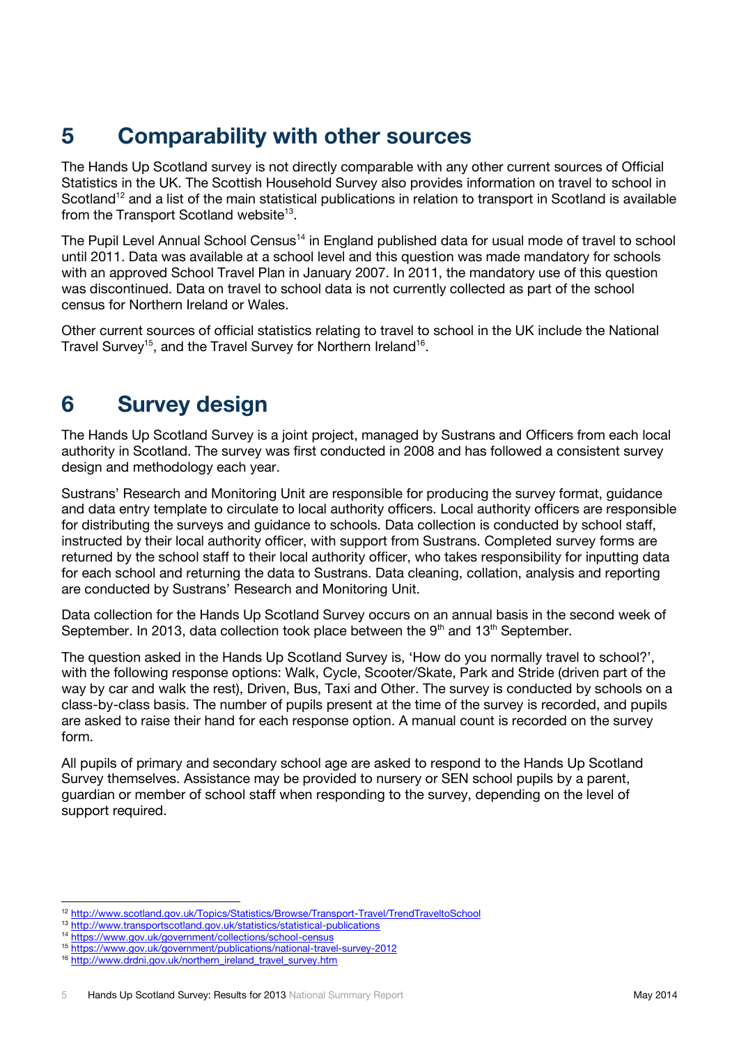# 5 Comparability with other sources

The Hands Up Scotland survey is not directly comparable with any other current sources of Official Statistics in the UK. The Scottish Household Survey also provides information on travel to school in Scotland[12] and a list of the main statistical publications in relation to transport in Scotland is available from the Transport Scotland website[13].

The Pupil Level Annual School Census[14] in England published data for usual mode of travel to school until 2011. Data was available at a school level and this question was made mandatory for schools with an approved School Travel Plan in January 2007. In 2011, the mandatory use of this question was discontinued. Data on travel to school data is not currently collected as part of the school census for Northern Ireland or Wales.

Other current sources of official statistics relating to travel to school in the UK include the National Travel Survey[15], and the Travel Survey for Northern Ireland[16].

# 6 Survey design

The Hands Up Scotland Survey is a joint project, managed by Sustrans and Officers from each local authority in Scotland. The survey was first conducted in 2008 and has followed a consistent survey design and methodology each year.

Sustrans' Research and Monitoring Unit are responsible for producing the survey format, guidance and data entry template to circulate to local authority officers. Local authority officers are responsible for distributing the surveys and guidance to schools. Data collection is conducted by school staff, instructed by their local authority officer, with support from Sustrans. Completed survey forms are returned by the school staff to their local authority officer, who takes responsibility for inputting data for each school and returning the data to Sustrans. Data cleaning, collation, analysis and reporting are conducted by Sustrans' Research and Monitoring Unit.

Data collection for the Hands Up Scotland Survey occurs on an annual basis in the second week of September. In 2013, data collection took place between the 9th and 13th September.

The question asked in the Hands Up Scotland Survey is, 'How do you normally travel to school?', with the following response options: Walk, Cycle, Scooter/Skate, Park and Stride (driven part of the way by car and walk the rest), Driven, Bus, Taxi and Other. The survey is conducted by schools on a class-by-class basis. The number of pupils present at the time of the survey is recorded, and pupils are asked to raise their hand for each response option. A manual count is recorded on the survey form.

All pupils of primary and secondary school age are asked to respond to the Hands Up Scotland Survey themselves. Assistance may be provided to nursery or SEN school pupils by a parent, guardian or member of school staff when responding to the survey, depending on the level of support required.

---

[12] http://www.scotland.gov.uk/Topics/Statistics/Browse/Transport-Travel/TrendTraveltoSchool
[13] http://www.transportscotland.gov.uk/statistics/statistical-publications
[14] https://www.gov.uk/government/collections/school-census
[15] https://www.gov.uk/government/publications/national-travel-survey-2012
[16] http://www.drdni.gov.uk/northern_ireland_travel_survey.htm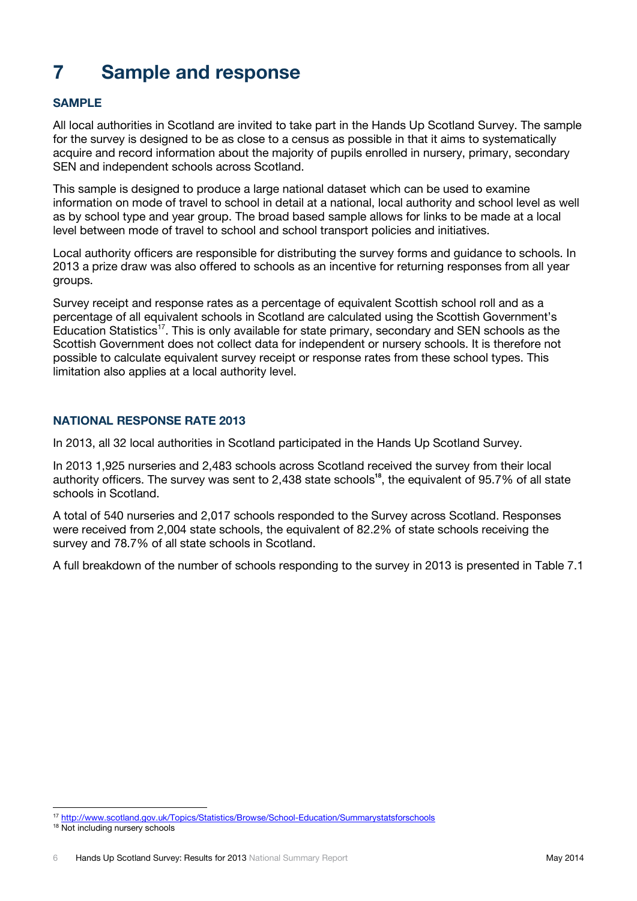# 7 Sample and response

### SAMPLE

All local authorities in Scotland are invited to take part in the Hands Up Scotland Survey. The sample for the survey is designed to be as close to a census as possible in that it aims to systematically acquire and record information about the majority of pupils enrolled in nursery, primary, secondary SEN and independent schools across Scotland.

This sample is designed to produce a large national dataset which can be used to examine information on mode of travel to school in detail at a national, local authority and school level as well as by school type and year group. The broad based sample allows for links to be made at a local level between mode of travel to school and school transport policies and initiatives.

Local authority officers are responsible for distributing the survey forms and guidance to schools. In 2013 a prize draw was also offered to schools as an incentive for returning responses from all year groups.

Survey receipt and response rates as a percentage of equivalent Scottish school roll and as a percentage of all equivalent schools in Scotland are calculated using the Scottish Government's Education Statistics[17]. This is only available for state primary, secondary and SEN schools as the Scottish Government does not collect data for independent or nursery schools. It is therefore not possible to calculate equivalent survey receipt or response rates from these school types. This limitation also applies at a local authority level.

### NATIONAL RESPONSE RATE 2013

In 2013, all 32 local authorities in Scotland participated in the Hands Up Scotland Survey.

In 2013 1,925 nurseries and 2,483 schools across Scotland received the survey from their local authority officers. The survey was sent to 2,438 state schools[18], the equivalent of 95.7% of all state schools in Scotland.

A total of 540 nurseries and 2,017 schools responded to the Survey across Scotland. Responses were received from 2,004 state schools, the equivalent of 82.2% of state schools receiving the survey and 78.7% of all state schools in Scotland.

A full breakdown of the number of schools responding to the survey in 2013 is presented in Table 7.1

---

[17] http://www.scotland.gov.uk/Topics/Statistics/Browse/School-Education/Summarystatsforschools

[18] Not including nursery schools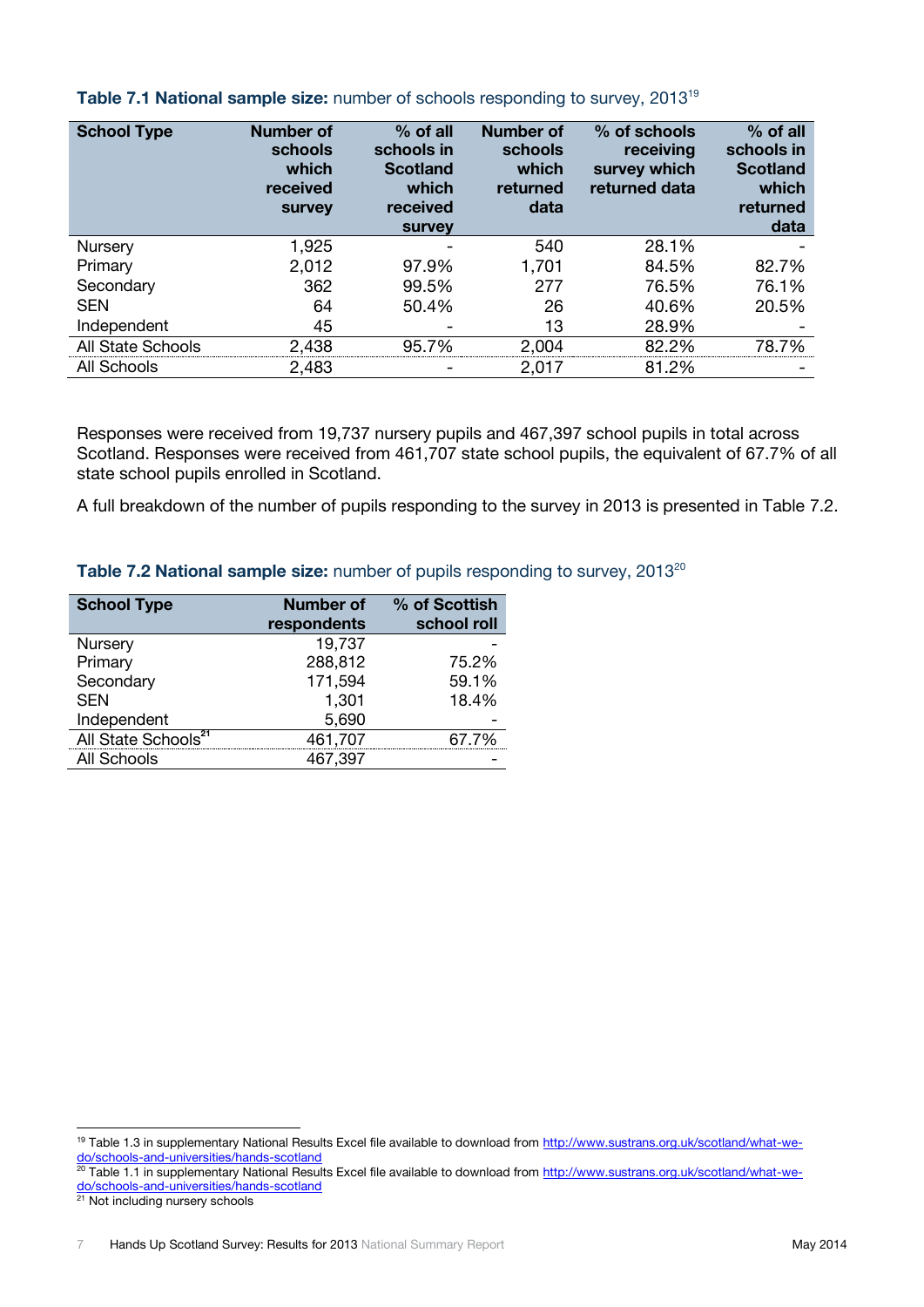**Table 7.1 National sample size:** number of schools responding to survey, 2013[19]

| School Type | Number of schools which received survey | % of all schools in Scotland which received survey | Number of schools which returned data | % of schools receiving survey which returned data | % of all schools in Scotland which returned data |
|---|---|---|---|---|---|
| Nursery | 1,925 | - | 540 | 28.1% | - |
| Primary | 2,012 | 97.9% | 1,701 | 84.5% | 82.7% |
| Secondary | 362 | 99.5% | 277 | 76.5% | 76.1% |
| SEN | 64 | 50.4% | 26 | 40.6% | 20.5% |
| Independent | 45 | - | 13 | 28.9% | - |
| All State Schools | 2,438 | 95.7% | 2,004 | 82.2% | 78.7% |
| All Schools | 2,483 | - | 2,017 | 81.2% | - |

Responses were received from 19,737 nursery pupils and 467,397 school pupils in total across Scotland. Responses were received from 461,707 state school pupils, the equivalent of 67.7% of all state school pupils enrolled in Scotland.

A full breakdown of the number of pupils responding to the survey in 2013 is presented in Table 7.2.

**Table 7.2 National sample size:** number of pupils responding to survey, 2013[20]

| School Type | Number of respondents | % of Scottish school roll |
|---|---|---|
| Nursery | 19,737 | - |
| Primary | 288,812 | 75.2% |
| Secondary | 171,594 | 59.1% |
| SEN | 1,301 | 18.4% |
| Independent | 5,690 | - |
| All State Schools[21] | 461,707 | 67.7% |
| All Schools | 467,397 | - |

[19] Table 1.3 in supplementary National Results Excel file available to download from http://www.sustrans.org.uk/scotland/what-we-do/schools-and-universities/hands-scotland

[20] Table 1.1 in supplementary National Results Excel file available to download from http://www.sustrans.org.uk/scotland/what-we-do/schools-and-universities/hands-scotland

[21] Not including nursery schools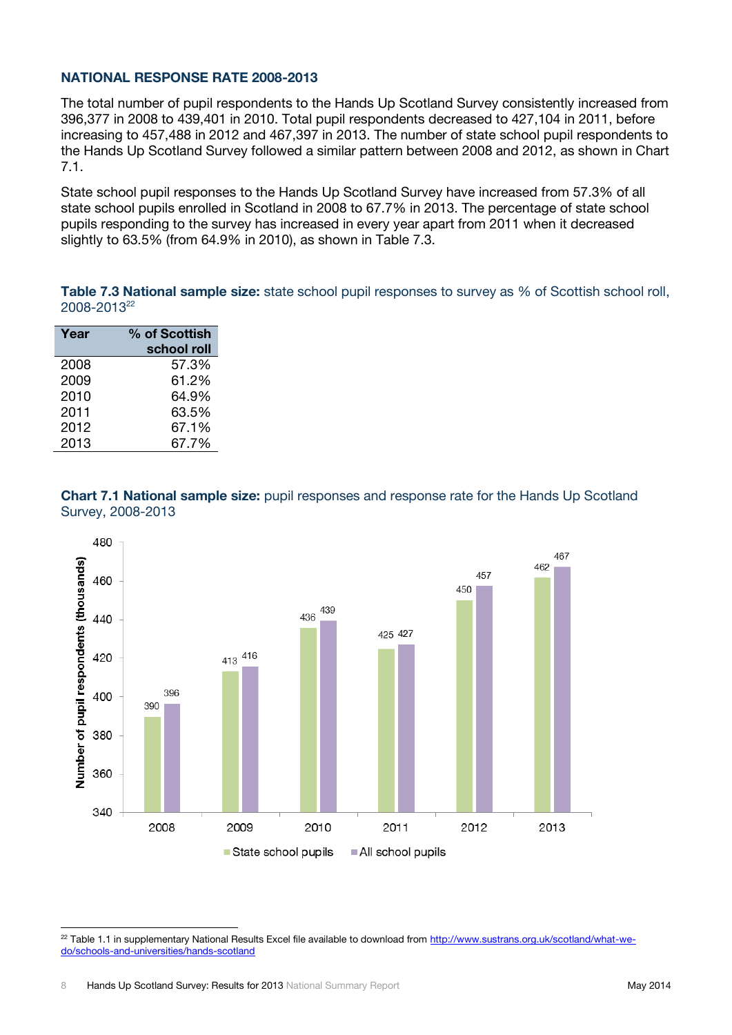## NATIONAL RESPONSE RATE 2008-2013

The total number of pupil respondents to the Hands Up Scotland Survey consistently increased from 396,377 in 2008 to 439,401 in 2010. Total pupil respondents decreased to 427,104 in 2011, before increasing to 457,488 in 2012 and 467,397 in 2013. The number of state school pupil respondents to the Hands Up Scotland Survey followed a similar pattern between 2008 and 2012, as shown in Chart 7.1.

State school pupil responses to the Hands Up Scotland Survey have increased from 57.3% of all state school pupils enrolled in Scotland in 2008 to 67.7% in 2013. The percentage of state school pupils responding to the survey has increased in every year apart from 2011 when it decreased slightly to 63.5% (from 64.9% in 2010), as shown in Table 7.3.

**Table 7.3 National sample size:** state school pupil responses to survey as % of Scottish school roll, 2008-2013[22]

| Year | % of Scottish school roll |
|---|---|
| 2008 | 57.3% |
| 2009 | 61.2% |
| 2010 | 64.9% |
| 2011 | 63.5% |
| 2012 | 67.1% |
| 2013 | 67.7% |

**Chart 7.1 National sample size:** pupil responses and response rate for the Hands Up Scotland Survey, 2008-2013

| Year | State school pupils (thousands) | All school pupils (thousands) |
|---|---|---|
| 2008 | 390 | 396 |
| 2009 | 413 | 416 |
| 2010 | 436 | 439 |
| 2011 | 425 | 427 |
| 2012 | 450 | 457 |
| 2013 | 462 | 467 |

[22] Table 1.1 in supplementary National Results Excel file available to download from http://www.sustrans.org.uk/scotland/what-we-do/schools-and-universities/hands-scotland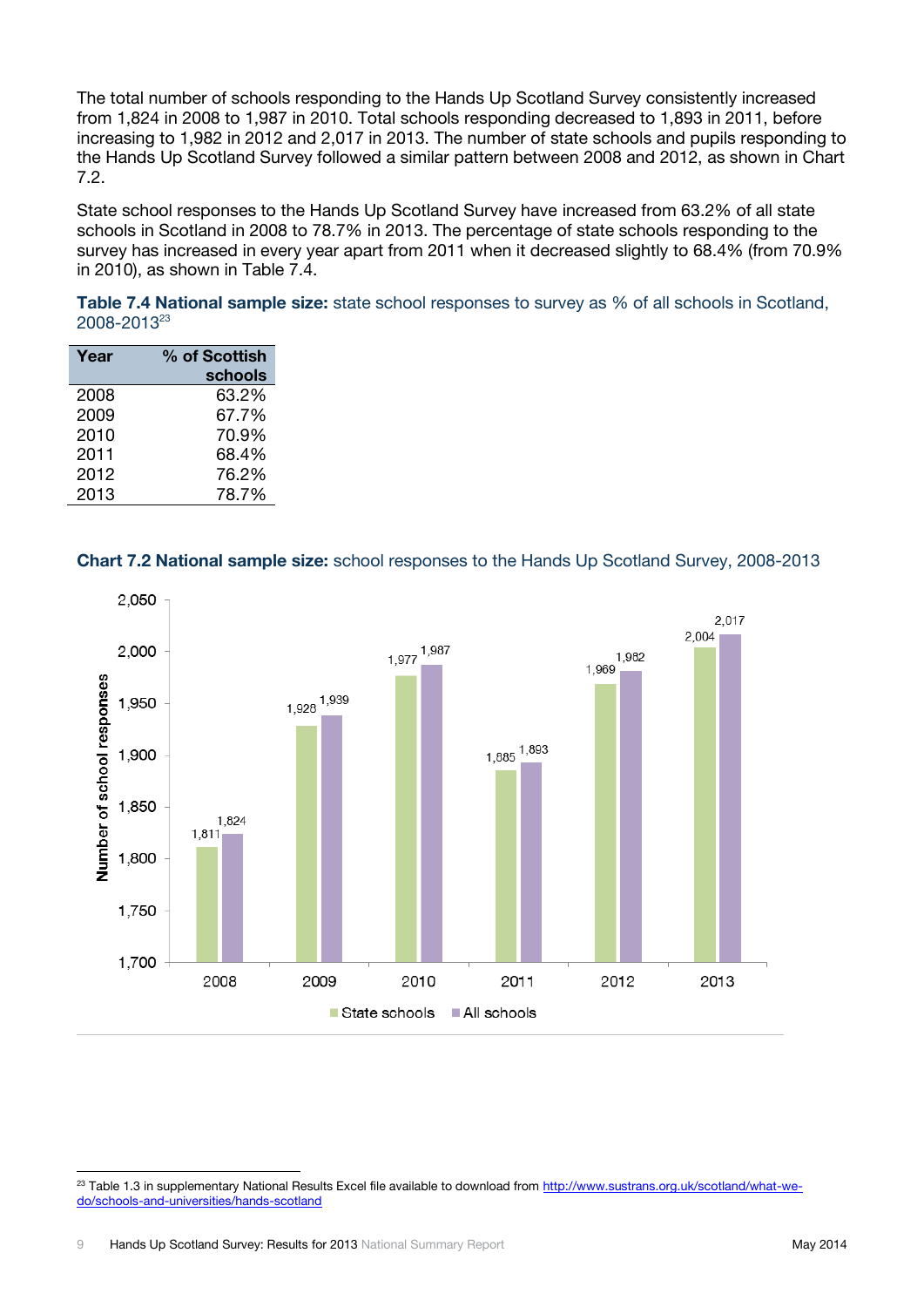The total number of schools responding to the Hands Up Scotland Survey consistently increased from 1,824 in 2008 to 1,987 in 2010. Total schools responding decreased to 1,893 in 2011, before increasing to 1,982 in 2012 and 2,017 in 2013. The number of state schools and pupils responding to the Hands Up Scotland Survey followed a similar pattern between 2008 and 2012, as shown in Chart 7.2.

State school responses to the Hands Up Scotland Survey have increased from 63.2% of all state schools in Scotland in 2008 to 78.7% in 2013. The percentage of state schools responding to the survey has increased in every year apart from 2011 when it decreased slightly to 68.4% (from 70.9% in 2010), as shown in Table 7.4.

**Table 7.4 National sample size:** state school responses to survey as % of all schools in Scotland, 2008-2013[23]

| Year | % of Scottish schools |
|---|---|
| 2008 | 63.2% |
| 2009 | 67.7% |
| 2010 | 70.9% |
| 2011 | 68.4% |
| 2012 | 76.2% |
| 2013 | 78.7% |

**Chart 7.2 National sample size:** school responses to the Hands Up Scotland Survey, 2008-2013

| Year | State schools | All schools |
|---|---|---|
| 2008 | 1,811 | 1,824 |
| 2009 | 1,928 | 1,939 |
| 2010 | 1,977 | 1,987 |
| 2011 | 1,885 | 1,893 |
| 2012 | 1,969 | 1,982 |
| 2013 | 2,004 | 2,017 |

[23] Table 1.3 in supplementary National Results Excel file available to download from http://www.sustrans.org.uk/scotland/what-we-do/schools-and-universities/hands-scotland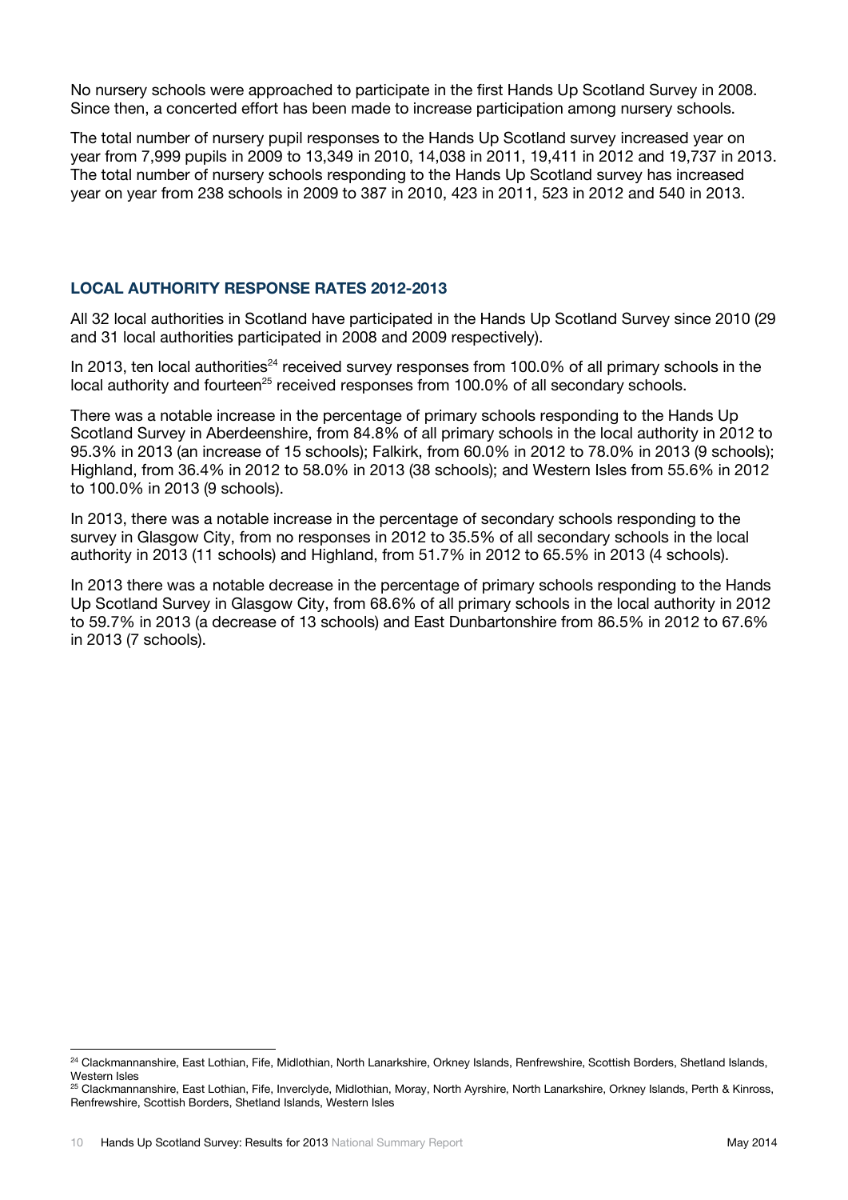No nursery schools were approached to participate in the first Hands Up Scotland Survey in 2008. Since then, a concerted effort has been made to increase participation among nursery schools.

The total number of nursery pupil responses to the Hands Up Scotland survey increased year on year from 7,999 pupils in 2009 to 13,349 in 2010, 14,038 in 2011, 19,411 in 2012 and 19,737 in 2013. The total number of nursery schools responding to the Hands Up Scotland survey has increased year on year from 238 schools in 2009 to 387 in 2010, 423 in 2011, 523 in 2012 and 540 in 2013.

## LOCAL AUTHORITY RESPONSE RATES 2012-2013

All 32 local authorities in Scotland have participated in the Hands Up Scotland Survey since 2010 (29 and 31 local authorities participated in 2008 and 2009 respectively).

In 2013, ten local authorities[24] received survey responses from 100.0% of all primary schools in the local authority and fourteen[25] received responses from 100.0% of all secondary schools.

There was a notable increase in the percentage of primary schools responding to the Hands Up Scotland Survey in Aberdeenshire, from 84.8% of all primary schools in the local authority in 2012 to 95.3% in 2013 (an increase of 15 schools); Falkirk, from 60.0% in 2012 to 78.0% in 2013 (9 schools); Highland, from 36.4% in 2012 to 58.0% in 2013 (38 schools); and Western Isles from 55.6% in 2012 to 100.0% in 2013 (9 schools).

In 2013, there was a notable increase in the percentage of secondary schools responding to the survey in Glasgow City, from no responses in 2012 to 35.5% of all secondary schools in the local authority in 2013 (11 schools) and Highland, from 51.7% in 2012 to 65.5% in 2013 (4 schools).

In 2013 there was a notable decrease in the percentage of primary schools responding to the Hands Up Scotland Survey in Glasgow City, from 68.6% of all primary schools in the local authority in 2012 to 59.7% in 2013 (a decrease of 13 schools) and East Dunbartonshire from 86.5% in 2012 to 67.6% in 2013 (7 schools).

[24] Clackmannanshire, East Lothian, Fife, Midlothian, North Lanarkshire, Orkney Islands, Renfrewshire, Scottish Borders, Shetland Islands, Western Isles

[25] Clackmannanshire, East Lothian, Fife, Inverclyde, Midlothian, Moray, North Ayrshire, North Lanarkshire, Orkney Islands, Perth & Kinross, Renfrewshire, Scottish Borders, Shetland Islands, Western Isles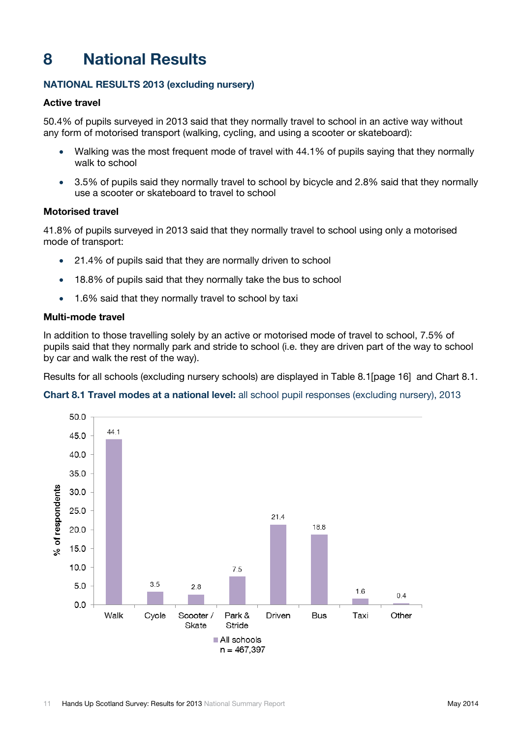# 8 National Results

### NATIONAL RESULTS 2013 (excluding nursery)

**Active travel**

50.4% of pupils surveyed in 2013 said that they normally travel to school in an active way without any form of motorised transport (walking, cycling, and using a scooter or skateboard):

- Walking was the most frequent mode of travel with 44.1% of pupils saying that they normally walk to school
- 3.5% of pupils said they normally travel to school by bicycle and 2.8% said that they normally use a scooter or skateboard to travel to school

**Motorised travel**

41.8% of pupils surveyed in 2013 said that they normally travel to school using only a motorised mode of transport:

- 21.4% of pupils said that they are normally driven to school
- 18.8% of pupils said that they normally take the bus to school
- 1.6% said that they normally travel to school by taxi

**Multi-mode travel**

In addition to those travelling solely by an active or motorised mode of travel to school, 7.5% of pupils said that they normally park and stride to school (i.e. they are driven part of the way to school by car and walk the rest of the way).

Results for all schools (excluding nursery schools) are displayed in Table 8.1[page 16] and Chart 8.1.

**Chart 8.1 Travel modes at a national level:** all school pupil responses (excluding nursery), 2013

| Mode | % of respondents (All schools, n = 467,397) |
|---|---|
| Walk | 44.1 |
| Cycle | 3.5 |
| Scooter / Skate | 2.8 |
| Park & Stride | 7.5 |
| Driven | 21.4 |
| Bus | 18.8 |
| Taxi | 1.6 |
| Other | 0.4 |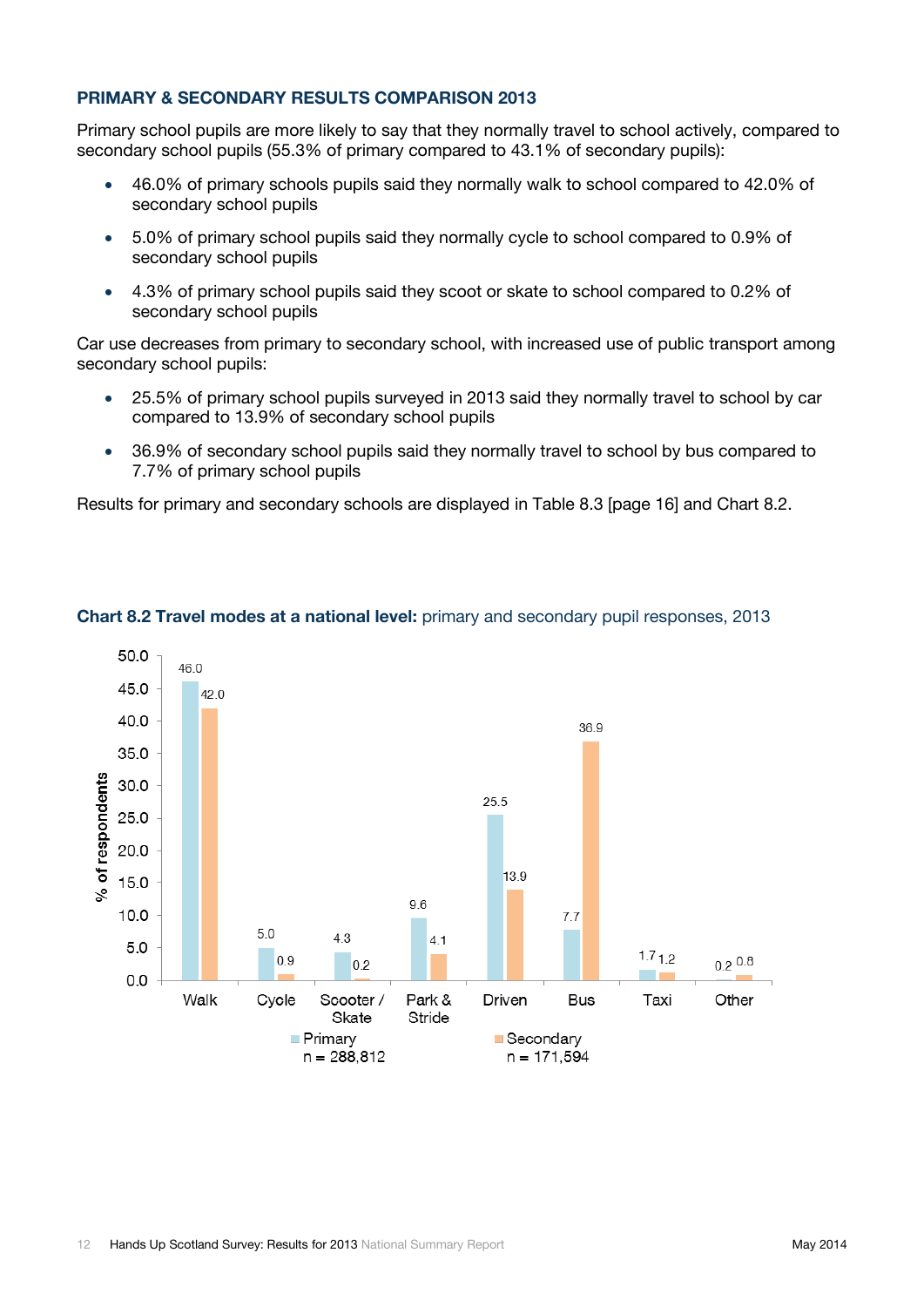### PRIMARY & SECONDARY RESULTS COMPARISON 2013

Primary school pupils are more likely to say that they normally travel to school actively, compared to secondary school pupils (55.3% of primary compared to 43.1% of secondary pupils):

- 46.0% of primary schools pupils said they normally walk to school compared to 42.0% of secondary school pupils
- 5.0% of primary school pupils said they normally cycle to school compared to 0.9% of secondary school pupils
- 4.3% of primary school pupils said they scoot or skate to school compared to 0.2% of secondary school pupils

Car use decreases from primary to secondary school, with increased use of public transport among secondary school pupils:

- 25.5% of primary school pupils surveyed in 2013 said they normally travel to school by car compared to 13.9% of secondary school pupils
- 36.9% of secondary school pupils said they normally travel to school by bus compared to 7.7% of primary school pupils

Results for primary and secondary schools are displayed in Table 8.3 [page 16] and Chart 8.2.

**Chart 8.2 Travel modes at a national level:** primary and secondary pupil responses, 2013

| % of respondents | Walk | Cycle | Scooter / Skate | Park & Stride | Driven | Bus | Taxi | Other |
|---|---|---|---|---|---|---|---|---|
| Primary (n = 288,812) | 46.0 | 5.0 | 4.3 | 9.6 | 25.5 | 7.7 | 1.7 | 0.2 |
| Secondary (n = 171,594) | 42.0 | 0.9 | 0.2 | 4.1 | 13.9 | 36.9 | 1.2 | 0.8 |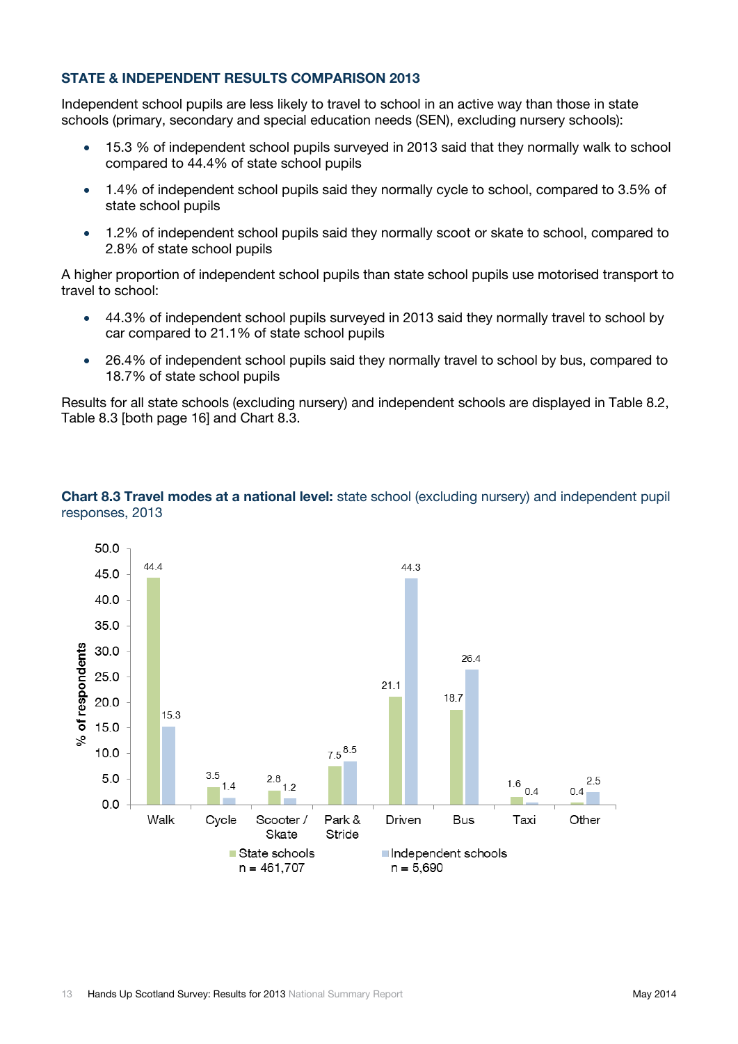### STATE & INDEPENDENT RESULTS COMPARISON 2013

Independent school pupils are less likely to travel to school in an active way than those in state schools (primary, secondary and special education needs (SEN), excluding nursery schools):

- 15.3 % of independent school pupils surveyed in 2013 said that they normally walk to school compared to 44.4% of state school pupils
- 1.4% of independent school pupils said they normally cycle to school, compared to 3.5% of state school pupils
- 1.2% of independent school pupils said they normally scoot or skate to school, compared to 2.8% of state school pupils

A higher proportion of independent school pupils than state school pupils use motorised transport to travel to school:

- 44.3% of independent school pupils surveyed in 2013 said they normally travel to school by car compared to 21.1% of state school pupils
- 26.4% of independent school pupils said they normally travel to school by bus, compared to 18.7% of state school pupils

Results for all state schools (excluding nursery) and independent schools are displayed in Table 8.2, Table 8.3 [both page 16] and Chart 8.3.

**Chart 8.3 Travel modes at a national level:** state school (excluding nursery) and independent pupil responses, 2013

| % of respondents | Walk | Cycle | Scooter / Skate | Park & Stride | Driven | Bus | Taxi | Other |
|---|---|---|---|---|---|---|---|---|
| State schools n = 461,707 | 44.4 | 3.5 | 2.8 | 7.5 | 21.1 | 18.7 | 1.6 | 0.4 |
| Independent schools n = 5,690 | 15.3 | 1.4 | 1.2 | 8.5 | 44.3 | 26.4 | 0.4 | 2.5 |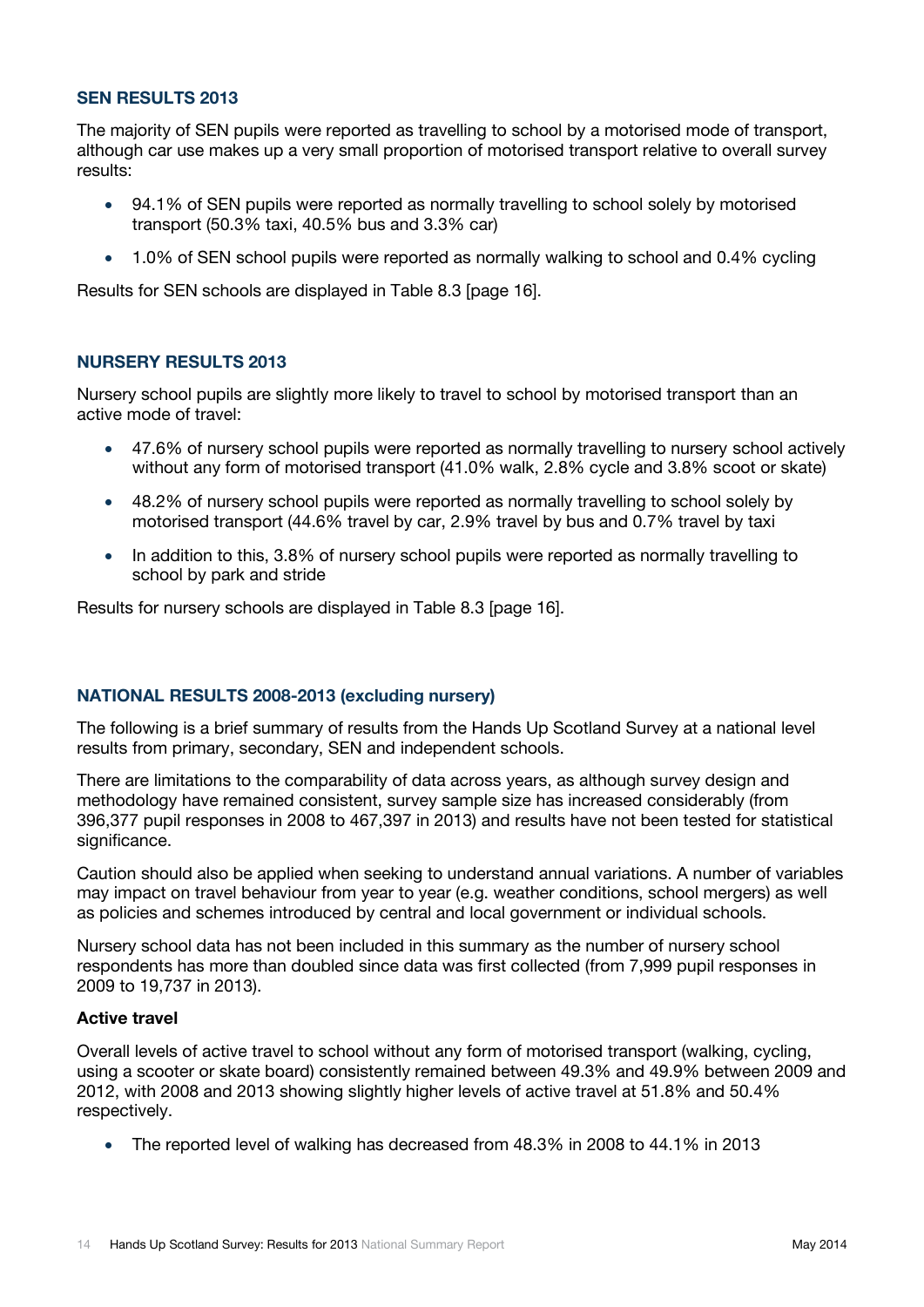### SEN RESULTS 2013

The majority of SEN pupils were reported as travelling to school by a motorised mode of transport, although car use makes up a very small proportion of motorised transport relative to overall survey results:

- 94.1% of SEN pupils were reported as normally travelling to school solely by motorised transport (50.3% taxi, 40.5% bus and 3.3% car)
- 1.0% of SEN school pupils were reported as normally walking to school and 0.4% cycling

Results for SEN schools are displayed in Table 8.3 [page 16].

### NURSERY RESULTS 2013

Nursery school pupils are slightly more likely to travel to school by motorised transport than an active mode of travel:

- 47.6% of nursery school pupils were reported as normally travelling to nursery school actively without any form of motorised transport (41.0% walk, 2.8% cycle and 3.8% scoot or skate)
- 48.2% of nursery school pupils were reported as normally travelling to school solely by motorised transport (44.6% travel by car, 2.9% travel by bus and 0.7% travel by taxi
- In addition to this, 3.8% of nursery school pupils were reported as normally travelling to school by park and stride

Results for nursery schools are displayed in Table 8.3 [page 16].

### NATIONAL RESULTS 2008-2013 (excluding nursery)

The following is a brief summary of results from the Hands Up Scotland Survey at a national level results from primary, secondary, SEN and independent schools.

There are limitations to the comparability of data across years, as although survey design and methodology have remained consistent, survey sample size has increased considerably (from 396,377 pupil responses in 2008 to 467,397 in 2013) and results have not been tested for statistical significance.

Caution should also be applied when seeking to understand annual variations. A number of variables may impact on travel behaviour from year to year (e.g. weather conditions, school mergers) as well as policies and schemes introduced by central and local government or individual schools.

Nursery school data has not been included in this summary as the number of nursery school respondents has more than doubled since data was first collected (from 7,999 pupil responses in 2009 to 19,737 in 2013).

#### Active travel

Overall levels of active travel to school without any form of motorised transport (walking, cycling, using a scooter or skate board) consistently remained between 49.3% and 49.9% between 2009 and 2012, with 2008 and 2013 showing slightly higher levels of active travel at 51.8% and 50.4% respectively.

- The reported level of walking has decreased from 48.3% in 2008 to 44.1% in 2013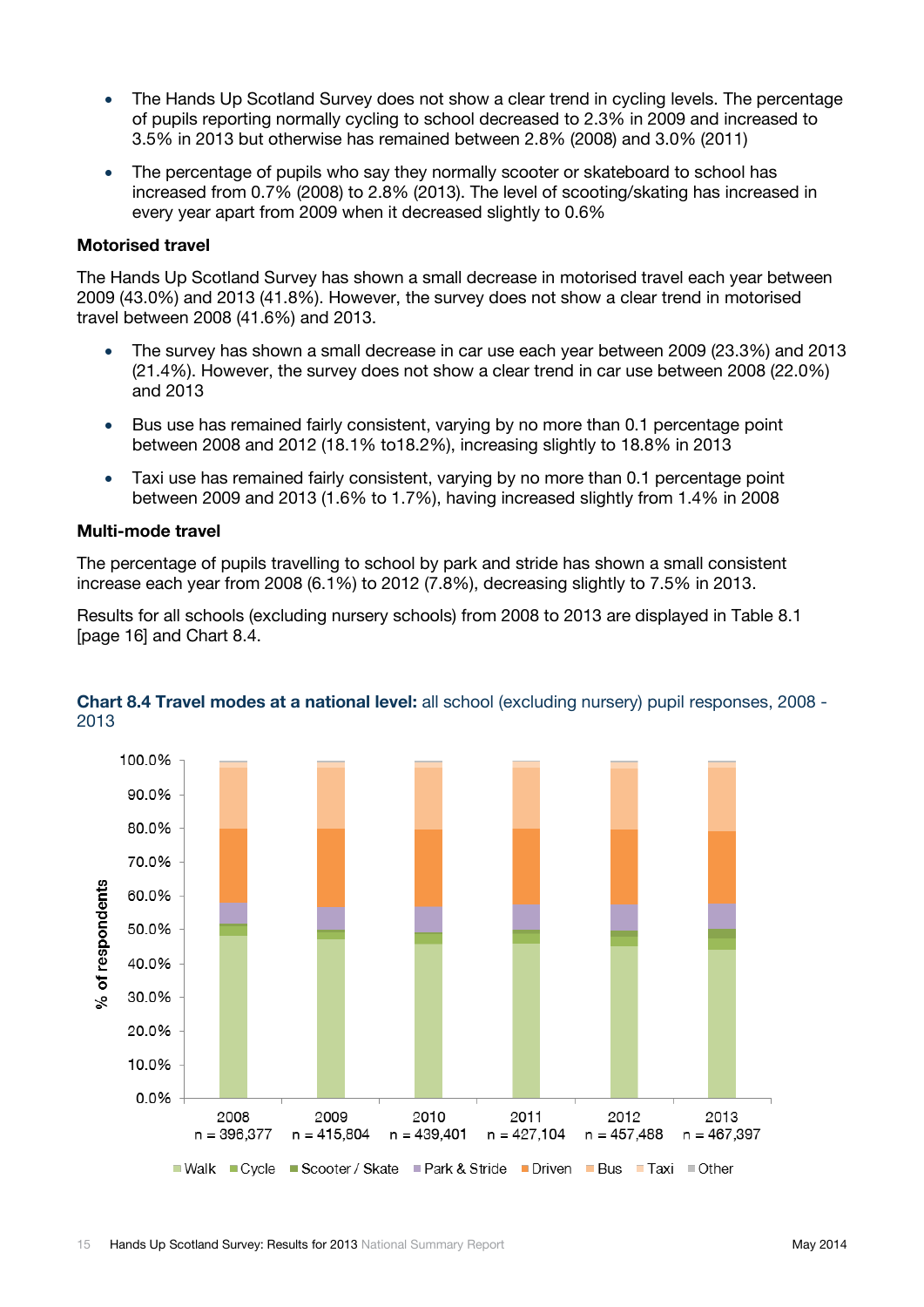- The Hands Up Scotland Survey does not show a clear trend in cycling levels. The percentage of pupils reporting normally cycling to school decreased to 2.3% in 2009 and increased to 3.5% in 2013 but otherwise has remained between 2.8% (2008) and 3.0% (2011)
- The percentage of pupils who say they normally scooter or skateboard to school has increased from 0.7% (2008) to 2.8% (2013). The level of scooting/skating has increased in every year apart from 2009 when it decreased slightly to 0.6%

**Motorised travel**

The Hands Up Scotland Survey has shown a small decrease in motorised travel each year between 2009 (43.0%) and 2013 (41.8%). However, the survey does not show a clear trend in motorised travel between 2008 (41.6%) and 2013.

- The survey has shown a small decrease in car use each year between 2009 (23.3%) and 2013 (21.4%). However, the survey does not show a clear trend in car use between 2008 (22.0%) and 2013
- Bus use has remained fairly consistent, varying by no more than 0.1 percentage point between 2008 and 2012 (18.1% to18.2%), increasing slightly to 18.8% in 2013
- Taxi use has remained fairly consistent, varying by no more than 0.1 percentage point between 2009 and 2013 (1.6% to 1.7%), having increased slightly from 1.4% in 2008

**Multi-mode travel**

The percentage of pupils travelling to school by park and stride has shown a small consistent increase each year from 2008 (6.1%) to 2012 (7.8%), decreasing slightly to 7.5% in 2013.

Results for all schools (excluding nursery schools) from 2008 to 2013 are displayed in Table 8.1 [page 16] and Chart 8.4.

**Chart 8.4 Travel modes at a national level:** all school (excluding nursery) pupil responses, 2008 - 2013

% of respondents: 0.0% – 100.0%

2008 n = 396,377 | 2009 n = 415,804 | 2010 n = 439,401 | 2011 n = 427,104 | 2012 n = 457,488 | 2013 n = 467,397

Walk | Cycle | Scooter / Skate | Park & Stride | Driven | Bus | Taxi | Other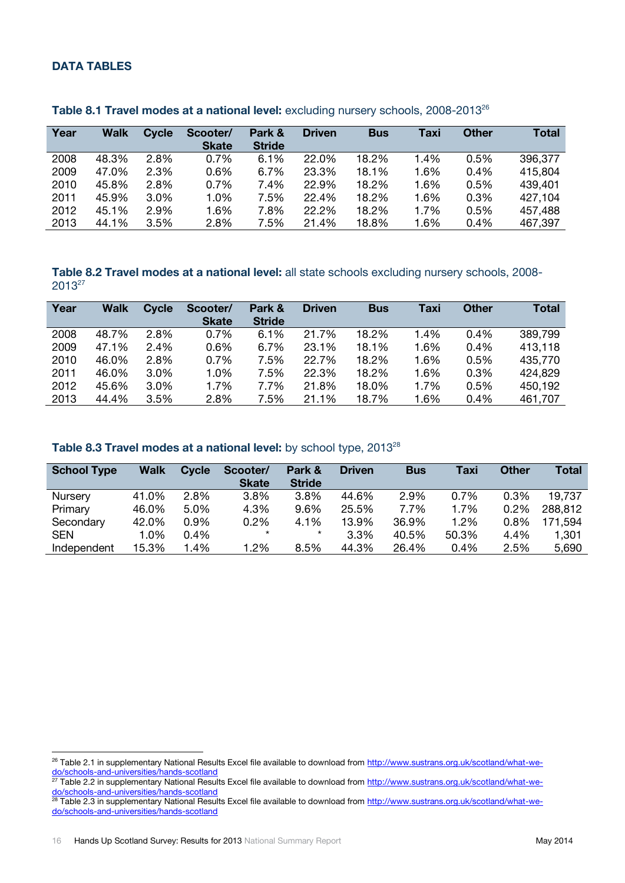## DATA TABLES

**Table 8.1 Travel modes at a national level:** excluding nursery schools, 2008-2013[26]

| Year | Walk | Cycle | Scooter/ Skate | Park & Stride | Driven | Bus | Taxi | Other | Total |
|---|---|---|---|---|---|---|---|---|---|
| 2008 | 48.3% | 2.8% | 0.7% | 6.1% | 22.0% | 18.2% | 1.4% | 0.5% | 396,377 |
| 2009 | 47.0% | 2.3% | 0.6% | 6.7% | 23.3% | 18.1% | 1.6% | 0.4% | 415,804 |
| 2010 | 45.8% | 2.8% | 0.7% | 7.4% | 22.9% | 18.2% | 1.6% | 0.5% | 439,401 |
| 2011 | 45.9% | 3.0% | 1.0% | 7.5% | 22.4% | 18.2% | 1.6% | 0.3% | 427,104 |
| 2012 | 45.1% | 2.9% | 1.6% | 7.8% | 22.2% | 18.2% | 1.7% | 0.5% | 457,488 |
| 2013 | 44.1% | 3.5% | 2.8% | 7.5% | 21.4% | 18.8% | 1.6% | 0.4% | 467,397 |

**Table 8.2 Travel modes at a national level:** all state schools excluding nursery schools, 2008-2013[27]

| Year | Walk | Cycle | Scooter/ Skate | Park & Stride | Driven | Bus | Taxi | Other | Total |
|---|---|---|---|---|---|---|---|---|---|
| 2008 | 48.7% | 2.8% | 0.7% | 6.1% | 21.7% | 18.2% | 1.4% | 0.4% | 389,799 |
| 2009 | 47.1% | 2.4% | 0.6% | 6.7% | 23.1% | 18.1% | 1.6% | 0.4% | 413,118 |
| 2010 | 46.0% | 2.8% | 0.7% | 7.5% | 22.7% | 18.2% | 1.6% | 0.5% | 435,770 |
| 2011 | 46.0% | 3.0% | 1.0% | 7.5% | 22.3% | 18.2% | 1.6% | 0.3% | 424,829 |
| 2012 | 45.6% | 3.0% | 1.7% | 7.7% | 21.8% | 18.0% | 1.7% | 0.5% | 450,192 |
| 2013 | 44.4% | 3.5% | 2.8% | 7.5% | 21.1% | 18.7% | 1.6% | 0.4% | 461,707 |

**Table 8.3 Travel modes at a national level:** by school type, 2013[28]

| School Type | Walk | Cycle | Scooter/ Skate | Park & Stride | Driven | Bus | Taxi | Other | Total |
|---|---|---|---|---|---|---|---|---|---|
| Nursery | 41.0% | 2.8% | 3.8% | 3.8% | 44.6% | 2.9% | 0.7% | 0.3% | 19,737 |
| Primary | 46.0% | 5.0% | 4.3% | 9.6% | 25.5% | 7.7% | 1.7% | 0.2% | 288,812 |
| Secondary | 42.0% | 0.9% | 0.2% | 4.1% | 13.9% | 36.9% | 1.2% | 0.8% | 171,594 |
| SEN | 1.0% | 0.4% | * | * | 3.3% | 40.5% | 50.3% | 4.4% | 1,301 |
| Independent | 15.3% | 1.4% | 1.2% | 8.5% | 44.3% | 26.4% | 0.4% | 2.5% | 5,690 |

[26] Table 2.1 in supplementary National Results Excel file available to download from http://www.sustrans.org.uk/scotland/what-we-do/schools-and-universities/hands-scotland

[27] Table 2.2 in supplementary National Results Excel file available to download from http://www.sustrans.org.uk/scotland/what-we-do/schools-and-universities/hands-scotland

[28] Table 2.3 in supplementary National Results Excel file available to download from http://www.sustrans.org.uk/scotland/what-we-do/schools-and-universities/hands-scotland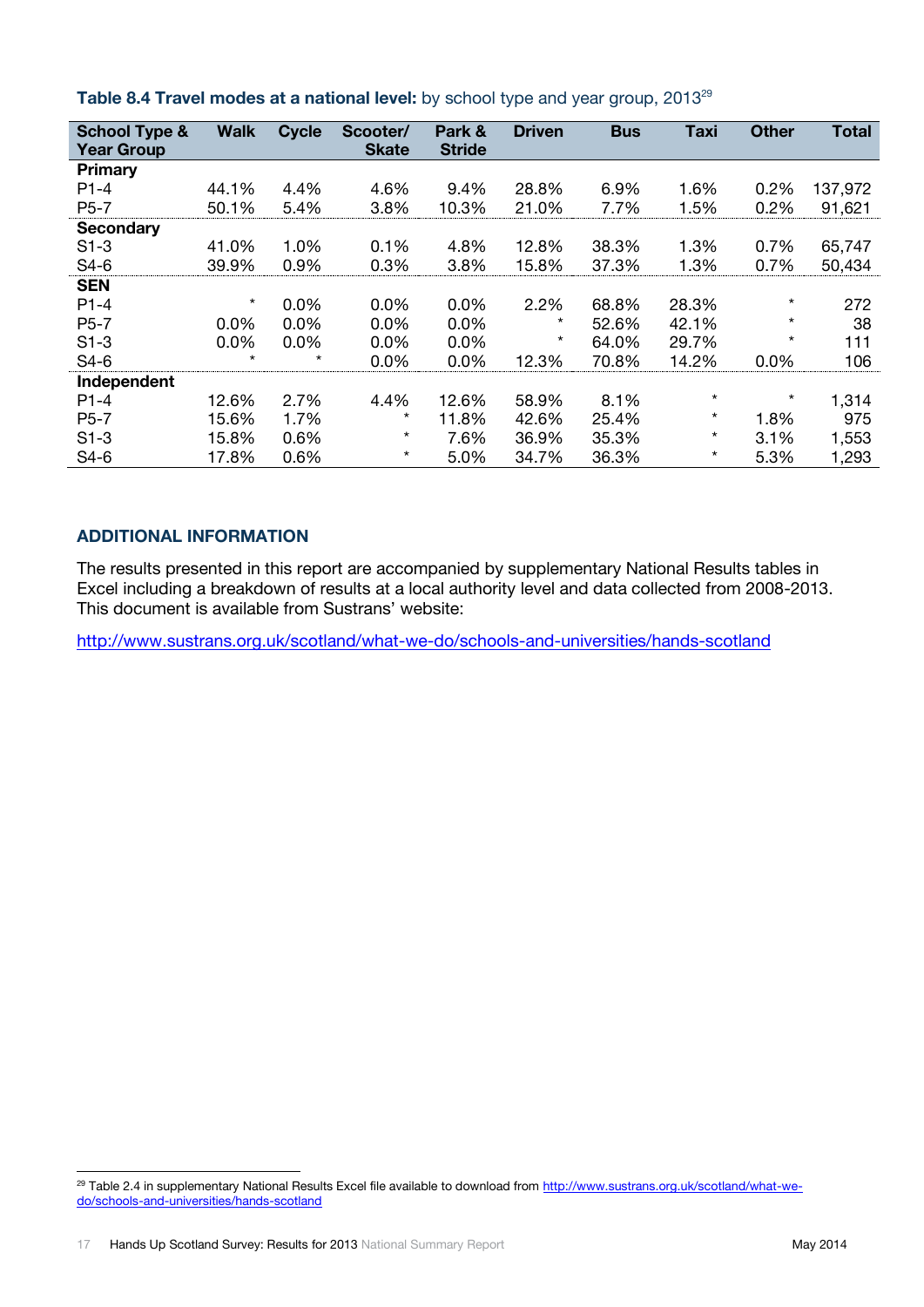**Table 8.4 Travel modes at a national level:** by school type and year group, 2013[29]

| School Type & Year Group | Walk | Cycle | Scooter/ Skate | Park & Stride | Driven | Bus | Taxi | Other | Total |
|---|---|---|---|---|---|---|---|---|---|
| **Primary** | | | | | | | | | |
| P1-4 | 44.1% | 4.4% | 4.6% | 9.4% | 28.8% | 6.9% | 1.6% | 0.2% | 137,972 |
| P5-7 | 50.1% | 5.4% | 3.8% | 10.3% | 21.0% | 7.7% | 1.5% | 0.2% | 91,621 |
| **Secondary** | | | | | | | | | |
| S1-3 | 41.0% | 1.0% | 0.1% | 4.8% | 12.8% | 38.3% | 1.3% | 0.7% | 65,747 |
| S4-6 | 39.9% | 0.9% | 0.3% | 3.8% | 15.8% | 37.3% | 1.3% | 0.7% | 50,434 |
| **SEN** | | | | | | | | | |
| P1-4 | * | 0.0% | 0.0% | 0.0% | 2.2% | 68.8% | 28.3% | * | 272 |
| P5-7 | 0.0% | 0.0% | 0.0% | 0.0% | * | 52.6% | 42.1% | * | 38 |
| S1-3 | 0.0% | 0.0% | 0.0% | 0.0% | * | 64.0% | 29.7% | * | 111 |
| S4-6 | * | * | 0.0% | 0.0% | 12.3% | 70.8% | 14.2% | 0.0% | 106 |
| **Independent** | | | | | | | | | |
| P1-4 | 12.6% | 2.7% | 4.4% | 12.6% | 58.9% | 8.1% | * | * | 1,314 |
| P5-7 | 15.6% | 1.7% | * | 11.8% | 42.6% | 25.4% | * | 1.8% | 975 |
| S1-3 | 15.8% | 0.6% | * | 7.6% | 36.9% | 35.3% | * | 3.1% | 1,553 |
| S4-6 | 17.8% | 0.6% | * | 5.0% | 34.7% | 36.3% | * | 5.3% | 1,293 |

## ADDITIONAL INFORMATION

The results presented in this report are accompanied by supplementary National Results tables in Excel including a breakdown of results at a local authority level and data collected from 2008-2013. This document is available from Sustrans' website:

http://www.sustrans.org.uk/scotland/what-we-do/schools-and-universities/hands-scotland

[29] Table 2.4 in supplementary National Results Excel file available to download from http://www.sustrans.org.uk/scotland/what-we-do/schools-and-universities/hands-scotland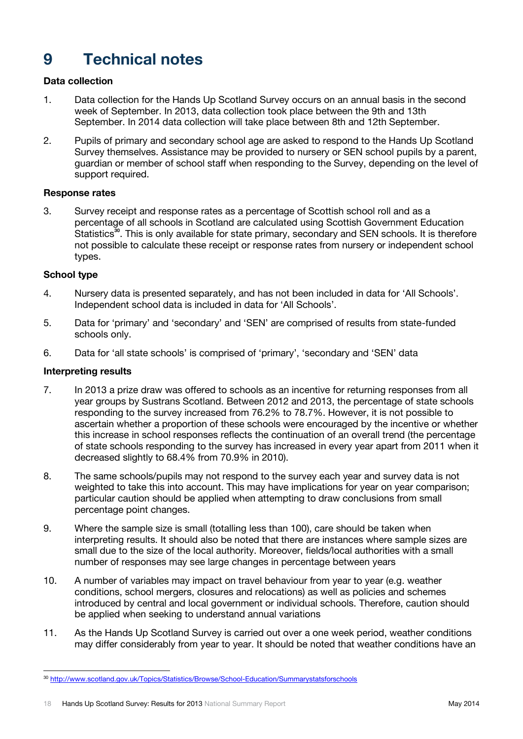# 9 Technical notes

### Data collection

1. Data collection for the Hands Up Scotland Survey occurs on an annual basis in the second week of September. In 2013, data collection took place between the 9th and 13th September. In 2014 data collection will take place between 8th and 12th September.

2. Pupils of primary and secondary school age are asked to respond to the Hands Up Scotland Survey themselves. Assistance may be provided to nursery or SEN school pupils by a parent, guardian or member of school staff when responding to the Survey, depending on the level of support required.

### Response rates

3. Survey receipt and response rates as a percentage of Scottish school roll and as a percentage of all schools in Scotland are calculated using Scottish Government Education Statistics[30]. This is only available for state primary, secondary and SEN schools. It is therefore not possible to calculate these receipt or response rates from nursery or independent school types.

### School type

4. Nursery data is presented separately, and has not been included in data for 'All Schools'. Independent school data is included in data for 'All Schools'.

5. Data for 'primary' and 'secondary' and 'SEN' are comprised of results from state-funded schools only.

6. Data for 'all state schools' is comprised of 'primary', 'secondary and 'SEN' data

### Interpreting results

7. In 2013 a prize draw was offered to schools as an incentive for returning responses from all year groups by Sustrans Scotland. Between 2012 and 2013, the percentage of state schools responding to the survey increased from 76.2% to 78.7%. However, it is not possible to ascertain whether a proportion of these schools were encouraged by the incentive or whether this increase in school responses reflects the continuation of an overall trend (the percentage of state schools responding to the survey has increased in every year apart from 2011 when it decreased slightly to 68.4% from 70.9% in 2010).

8. The same schools/pupils may not respond to the survey each year and survey data is not weighted to take this into account. This may have implications for year on year comparison; particular caution should be applied when attempting to draw conclusions from small percentage point changes.

9. Where the sample size is small (totalling less than 100), care should be taken when interpreting results. It should also be noted that there are instances where sample sizes are small due to the size of the local authority. Moreover, fields/local authorities with a small number of responses may see large changes in percentage between years

10. A number of variables may impact on travel behaviour from year to year (e.g. weather conditions, school mergers, closures and relocations) as well as policies and schemes introduced by central and local government or individual schools. Therefore, caution should be applied when seeking to understand annual variations

11. As the Hands Up Scotland Survey is carried out over a one week period, weather conditions may differ considerably from year to year. It should be noted that weather conditions have an

---

[30] http://www.scotland.gov.uk/Topics/Statistics/Browse/School-Education/Summarystatsforschools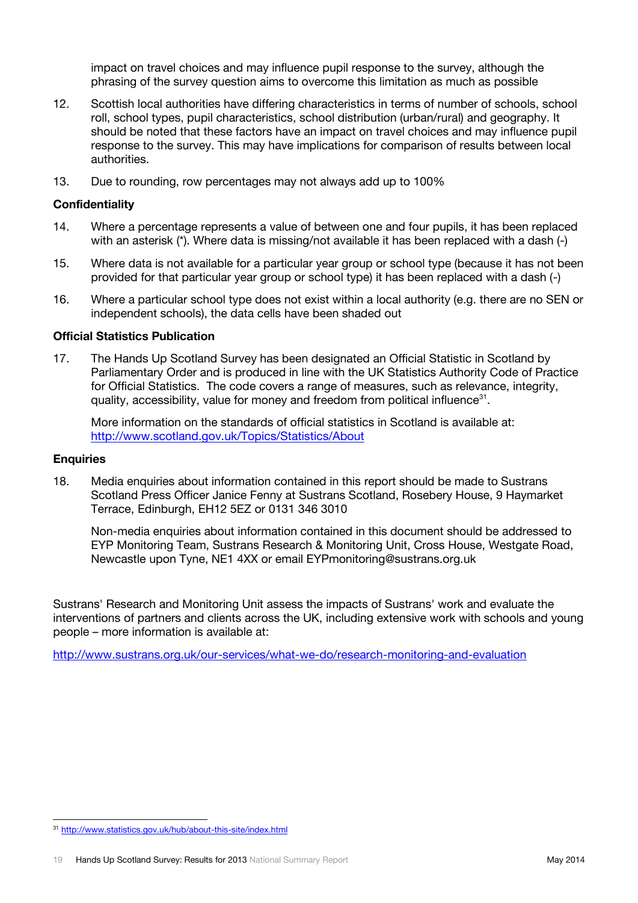impact on travel choices and may influence pupil response to the survey, although the phrasing of the survey question aims to overcome this limitation as much as possible

12. Scottish local authorities have differing characteristics in terms of number of schools, school roll, school types, pupil characteristics, school distribution (urban/rural) and geography. It should be noted that these factors have an impact on travel choices and may influence pupil response to the survey. This may have implications for comparison of results between local authorities.

13. Due to rounding, row percentages may not always add up to 100%

**Confidentiality**

14. Where a percentage represents a value of between one and four pupils, it has been replaced with an asterisk (*). Where data is missing/not available it has been replaced with a dash (-)

15. Where data is not available for a particular year group or school type (because it has not been provided for that particular year group or school type) it has been replaced with a dash (-)

16. Where a particular school type does not exist within a local authority (e.g. there are no SEN or independent schools), the data cells have been shaded out

**Official Statistics Publication**

17. The Hands Up Scotland Survey has been designated an Official Statistic in Scotland by Parliamentary Order and is produced in line with the UK Statistics Authority Code of Practice for Official Statistics. The code covers a range of measures, such as relevance, integrity, quality, accessibility, value for money and freedom from political influence[31].

    More information on the standards of official statistics in Scotland is available at: http://www.scotland.gov.uk/Topics/Statistics/About

**Enquiries**

18. Media enquiries about information contained in this report should be made to Sustrans Scotland Press Officer Janice Fenny at Sustrans Scotland, Rosebery House, 9 Haymarket Terrace, Edinburgh, EH12 5EZ or 0131 346 3010

    Non-media enquiries about information contained in this document should be addressed to EYP Monitoring Team, Sustrans Research & Monitoring Unit, Cross House, Westgate Road, Newcastle upon Tyne, NE1 4XX or email EYPmonitoring@sustrans.org.uk

Sustrans' Research and Monitoring Unit assess the impacts of Sustrans' work and evaluate the interventions of partners and clients across the UK, including extensive work with schools and young people – more information is available at:

http://www.sustrans.org.uk/our-services/what-we-do/research-monitoring-and-evaluation

[31] http://www.statistics.gov.uk/hub/about-this-site/index.html